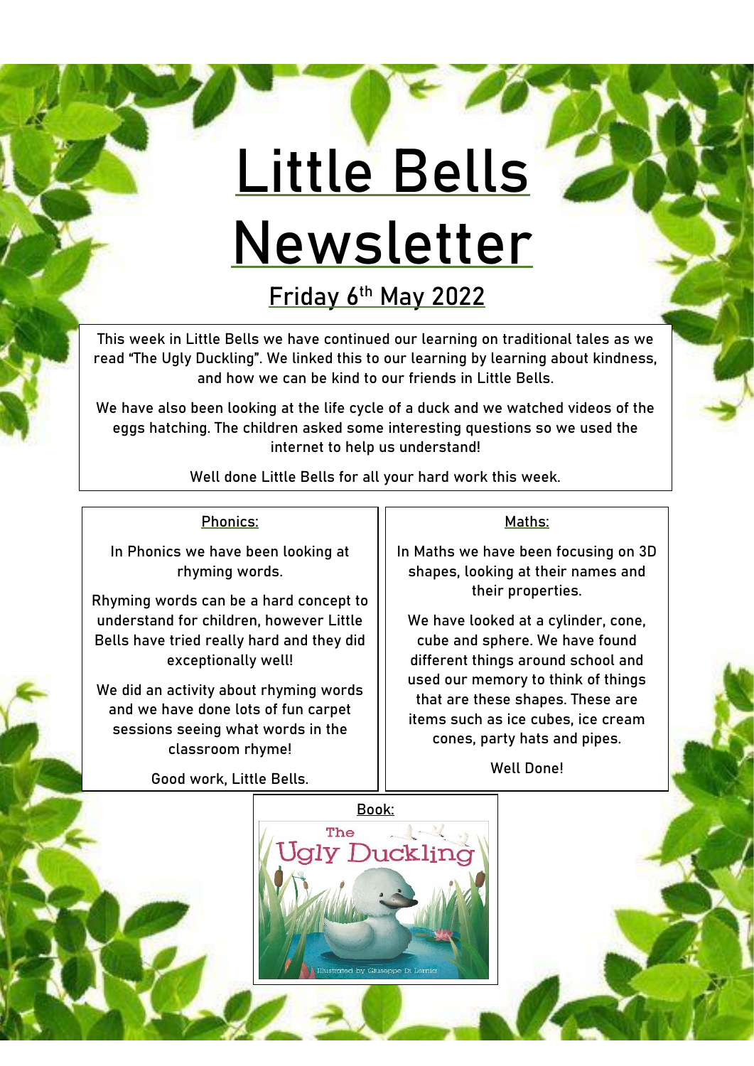# Little Bells Newsletter

## Friday 6th May 2022

This week in Little Bells we have continued our learning on traditional tales as we read "The Ugly Duckling". We linked this to our learning by learning about kindness, and how we can be kind to our friends in Little Bells.

We have also been looking at the life cycle of a duck and we watched videos of the eggs hatching. The children asked some interesting questions so we used the internet to help us understand!

Well done Little Bells for all your hard work this week.

### Phonics:

In Phonics we have been looking at rhyming words.

Rhyming words can be a hard concept to understand for children, however Little Bells have tried really hard and they did exceptionally well!

We did an activity about rhyming words and we have done lots of fun carpet sessions seeing what words in the classroom rhyme!

Good work, Little Bells.

### Maths:

In Maths we have been focusing on 3D shapes, looking at their names and their properties.

We have looked at a cylinder, cone, cube and sphere. We have found different things around school and used our memory to think of things that are these shapes. These are items such as ice cubes, ice cream cones, party hats and pipes.

Well Done!

### Book:

The Ugly Duckling

Illustrated by Giuseppe Di Lernia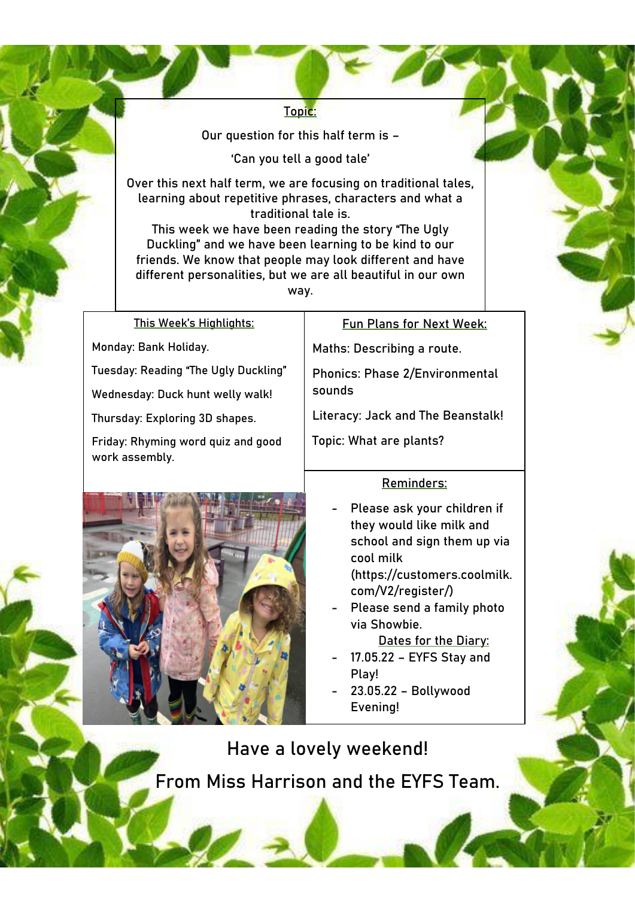## Topic:

Our question for this half term is –

'Can you tell a good tale'

Over this next half term, we are focusing on traditional tales, learning about repetitive phrases, characters and what a traditional tale is.
This week we have been reading the story "The Ugly Duckling" and we have been learning to be kind to our friends. We know that people may look different and have different personalities, but we are all beautiful in our own way.

## This Week's Highlights:

Monday: Bank Holiday.

Tuesday: Reading "The Ugly Duckling"

Wednesday: Duck hunt welly walk!

Thursday: Exploring 3D shapes.

Friday: Rhyming word quiz and good work assembly.

## Fun Plans for Next Week:

Maths: Describing a route.

Phonics: Phase 2/Environmental sounds

Literacy: Jack and The Beanstalk!

Topic: What are plants?

## Reminders:

- Please ask your children if they would like milk and school and sign them up via cool milk (https://customers.coolmilk.com/V2/register/)
- Please send a family photo via Showbie.

## Dates for the Diary:

- 17.05.22 – EYFS Stay and Play!
- 23.05.22 – Bollywood Evening!

Have a lovely weekend!

From Miss Harrison and the EYFS Team.